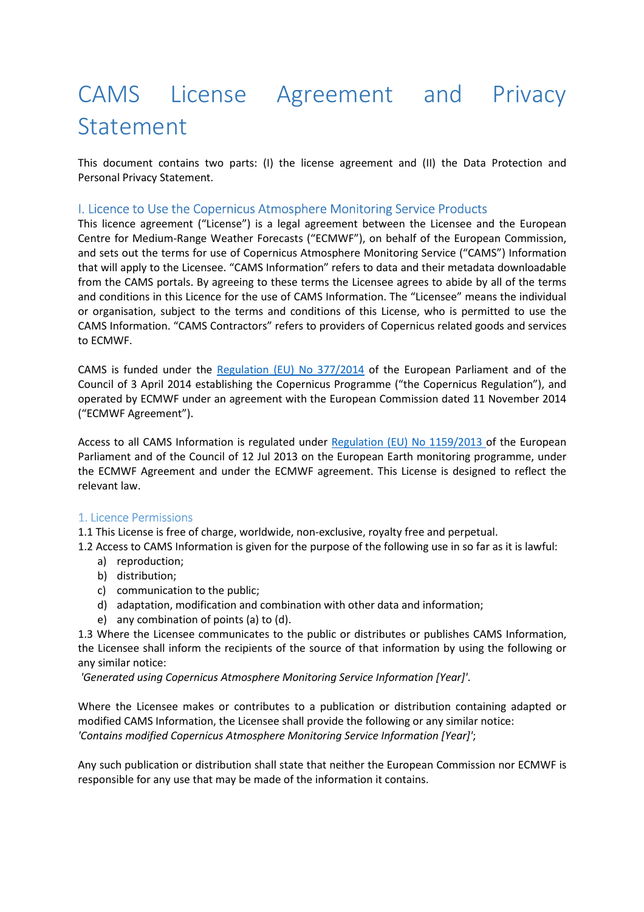# CAMS License Agreement and Privacy Statement

This document contains two parts: (I) the license agreement and (II) the Data Protection and Personal Privacy Statement.

## I. Licence to Use the Copernicus Atmosphere Monitoring Service Products

This licence agreement ("License") is a legal agreement between the Licensee and the European Centre for Medium-Range Weather Forecasts ("ECMWF"), on behalf of the European Commission, and sets out the terms for use of Copernicus Atmosphere Monitoring Service ("CAMS") Information that will apply to the Licensee. "CAMS Information" refers to data and their metadata downloadable from the CAMS portals. By agreeing to these terms the Licensee agrees to abide by all of the terms and conditions in this Licence for the use of CAMS Information. The "Licensee" means the individual or organisation, subject to the terms and conditions of this License, who is permitted to use the CAMS Information. "CAMS Contractors" refers to providers of Copernicus related goods and services to ECMWF.

CAMS is funded under the Regulation (EU) No 377/2014 of the European Parliament and of the Council of 3 April 2014 establishing the Copernicus Programme ("the Copernicus Regulation"), and operated by ECMWF under an agreement with the European Commission dated 11 November 2014 ("ECMWF Agreement").

Access to all CAMS Information is regulated under Regulation (EU) No 1159/2013 of the European Parliament and of the Council of 12 Jul 2013 on the European Earth monitoring programme, under the ECMWF Agreement and under the ECMWF agreement. This License is designed to reflect the relevant law.

### 1. Licence Permissions

1.1 This License is free of charge, worldwide, non-exclusive, royalty free and perpetual.

1.2 Access to CAMS Information is given for the purpose of the following use in so far as it is lawful:

a) reproduction;
b) distribution;
c) communication to the public;
d) adaptation, modification and combination with other data and information;
e) any combination of points (a) to (d).

1.3 Where the Licensee communicates to the public or distributes or publishes CAMS Information, the Licensee shall inform the recipients of the source of that information by using the following or any similar notice:

*'Generated using Copernicus Atmosphere Monitoring Service Information [Year]'.*

Where the Licensee makes or contributes to a publication or distribution containing adapted or modified CAMS Information, the Licensee shall provide the following or any similar notice:

*'Contains modified Copernicus Atmosphere Monitoring Service Information [Year]'*;

Any such publication or distribution shall state that neither the European Commission nor ECMWF is responsible for any use that may be made of the information it contains.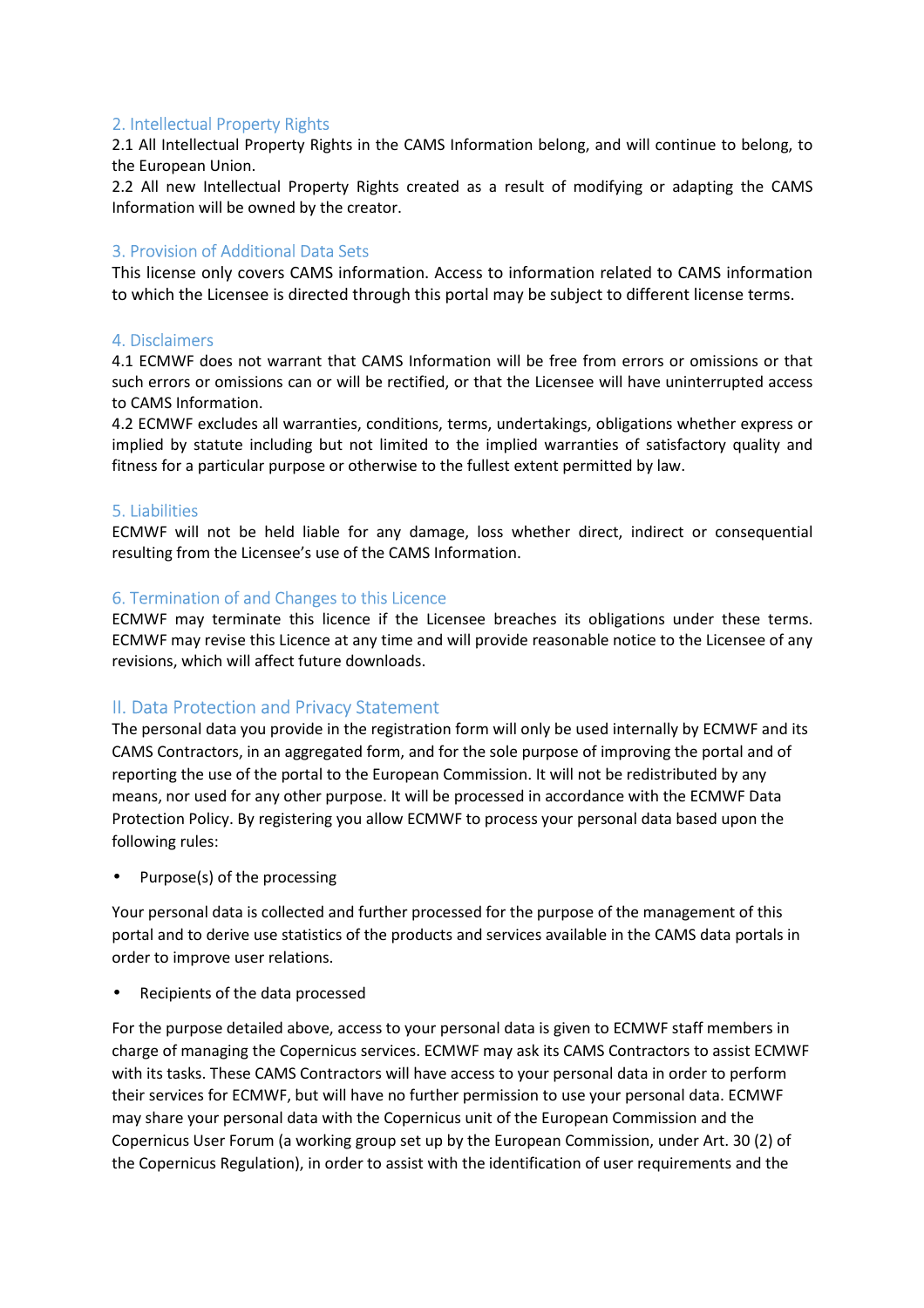## 2. Intellectual Property Rights

2.1 All Intellectual Property Rights in the CAMS Information belong, and will continue to belong, to the European Union.

2.2 All new Intellectual Property Rights created as a result of modifying or adapting the CAMS Information will be owned by the creator.

## 3. Provision of Additional Data Sets

This license only covers CAMS information. Access to information related to CAMS information to which the Licensee is directed through this portal may be subject to different license terms.

## 4. Disclaimers

4.1 ECMWF does not warrant that CAMS Information will be free from errors or omissions or that such errors or omissions can or will be rectified, or that the Licensee will have uninterrupted access to CAMS Information.

4.2 ECMWF excludes all warranties, conditions, terms, undertakings, obligations whether express or implied by statute including but not limited to the implied warranties of satisfactory quality and fitness for a particular purpose or otherwise to the fullest extent permitted by law.

## 5. Liabilities

ECMWF will not be held liable for any damage, loss whether direct, indirect or consequential resulting from the Licensee's use of the CAMS Information.

## 6. Termination of and Changes to this Licence

ECMWF may terminate this licence if the Licensee breaches its obligations under these terms. ECMWF may revise this Licence at any time and will provide reasonable notice to the Licensee of any revisions, which will affect future downloads.

# II. Data Protection and Privacy Statement

The personal data you provide in the registration form will only be used internally by ECMWF and its CAMS Contractors, in an aggregated form, and for the sole purpose of improving the portal and of reporting the use of the portal to the European Commission. It will not be redistributed by any means, nor used for any other purpose. It will be processed in accordance with the ECMWF Data Protection Policy. By registering you allow ECMWF to process your personal data based upon the following rules:

- Purpose(s) of the processing

Your personal data is collected and further processed for the purpose of the management of this portal and to derive use statistics of the products and services available in the CAMS data portals in order to improve user relations.

- Recipients of the data processed

For the purpose detailed above, access to your personal data is given to ECMWF staff members in charge of managing the Copernicus services. ECMWF may ask its CAMS Contractors to assist ECMWF with its tasks. These CAMS Contractors will have access to your personal data in order to perform their services for ECMWF, but will have no further permission to use your personal data. ECMWF may share your personal data with the Copernicus unit of the European Commission and the Copernicus User Forum (a working group set up by the European Commission, under Art. 30 (2) of the Copernicus Regulation), in order to assist with the identification of user requirements and the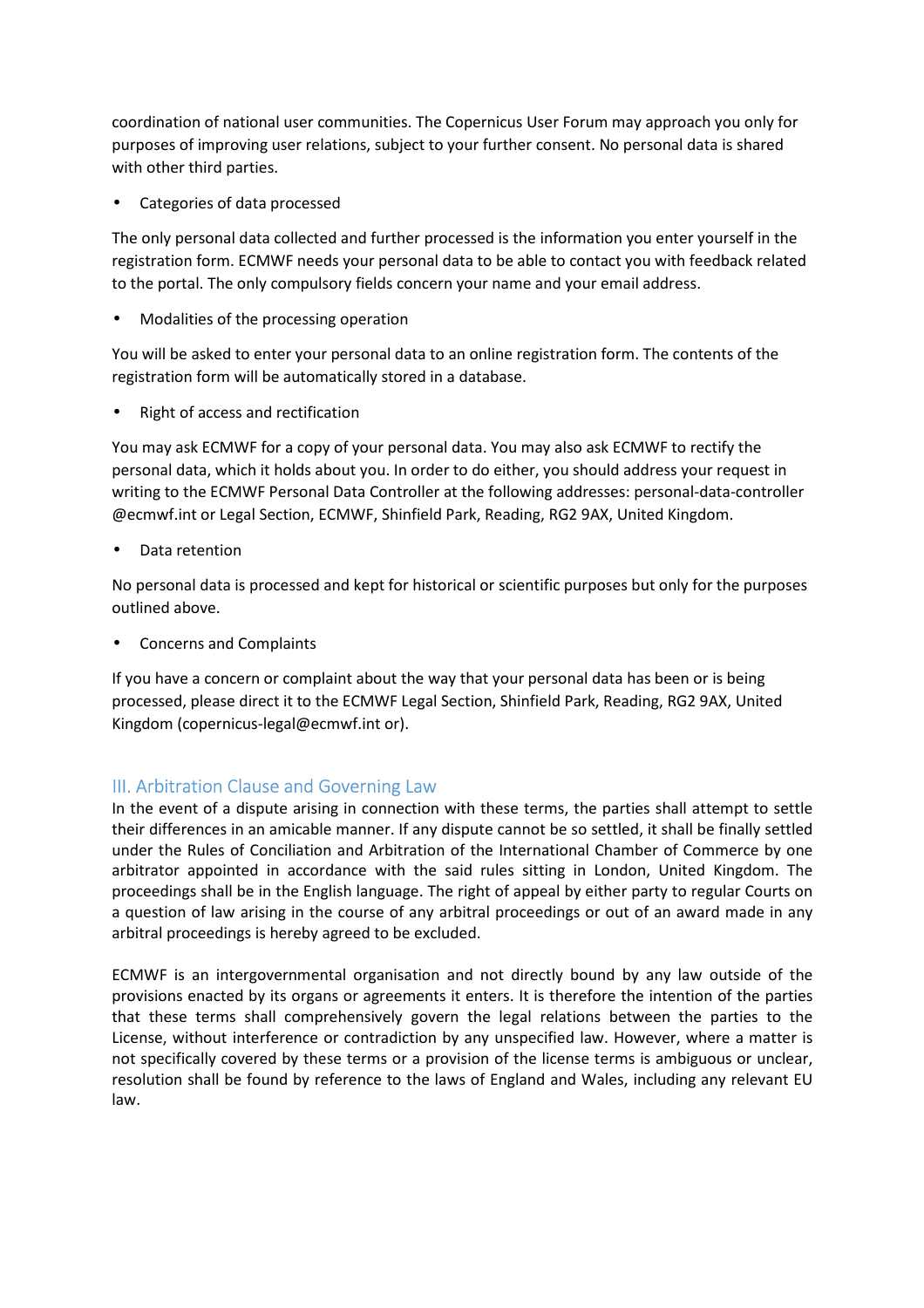coordination of national user communities. The Copernicus User Forum may approach you only for purposes of improving user relations, subject to your further consent. No personal data is shared with other third parties.

- Categories of data processed

The only personal data collected and further processed is the information you enter yourself in the registration form. ECMWF needs your personal data to be able to contact you with feedback related to the portal. The only compulsory fields concern your name and your email address.

- Modalities of the processing operation

You will be asked to enter your personal data to an online registration form. The contents of the registration form will be automatically stored in a database.

- Right of access and rectification

You may ask ECMWF for a copy of your personal data. You may also ask ECMWF to rectify the personal data, which it holds about you. In order to do either, you should address your request in writing to the ECMWF Personal Data Controller at the following addresses: personal-data-controller @ecmwf.int or Legal Section, ECMWF, Shinfield Park, Reading, RG2 9AX, United Kingdom.

- Data retention

No personal data is processed and kept for historical or scientific purposes but only for the purposes outlined above.

- Concerns and Complaints

If you have a concern or complaint about the way that your personal data has been or is being processed, please direct it to the ECMWF Legal Section, Shinfield Park, Reading, RG2 9AX, United Kingdom (copernicus-legal@ecmwf.int or).

## III. Arbitration Clause and Governing Law

In the event of a dispute arising in connection with these terms, the parties shall attempt to settle their differences in an amicable manner. If any dispute cannot be so settled, it shall be finally settled under the Rules of Conciliation and Arbitration of the International Chamber of Commerce by one arbitrator appointed in accordance with the said rules sitting in London, United Kingdom. The proceedings shall be in the English language. The right of appeal by either party to regular Courts on a question of law arising in the course of any arbitral proceedings or out of an award made in any arbitral proceedings is hereby agreed to be excluded.

ECMWF is an intergovernmental organisation and not directly bound by any law outside of the provisions enacted by its organs or agreements it enters. It is therefore the intention of the parties that these terms shall comprehensively govern the legal relations between the parties to the License, without interference or contradiction by any unspecified law. However, where a matter is not specifically covered by these terms or a provision of the license terms is ambiguous or unclear, resolution shall be found by reference to the laws of England and Wales, including any relevant EU law.